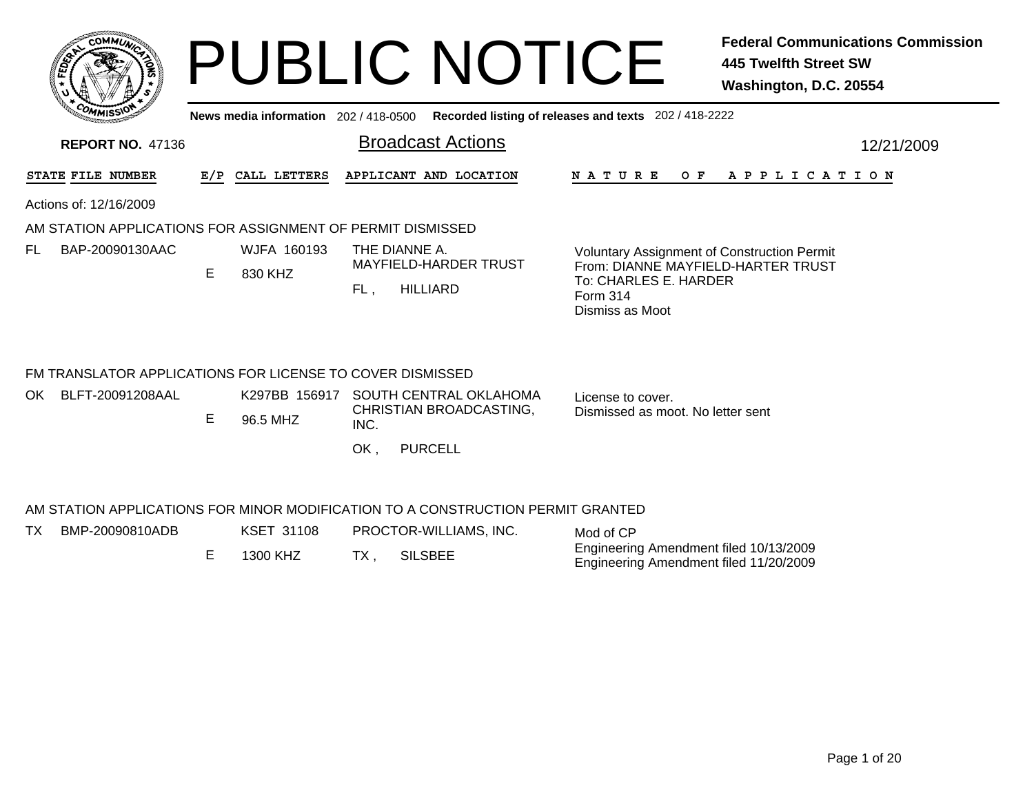# PUBLIC NOTICE

**Federal Communications Commission**
**445 Twelfth Street SW**
**Washington, D.C. 20554**

**News media information** 202 / 418-0500 **Recorded listing of releases and texts** 202 / 418-2222

**REPORT NO.** 47136

## Broadcast Actions

12/21/2009

| STATE | FILE NUMBER | E/P | CALL LETTERS | APPLICANT AND LOCATION | NATURE OF APPLICATION |
|---|---|---|---|---|---|

Actions of: 12/16/2009

### AM STATION APPLICATIONS FOR ASSIGNMENT OF PERMIT DISMISSED

| STATE | FILE NUMBER | E/P | CALL LETTERS | APPLICANT AND LOCATION | NATURE OF APPLICATION |
|---|---|---|---|---|---|
| FL | BAP-20090130AAC | E | WJFA 160193<br>830 KHZ | THE DIANNE A. MAYFIELD-HARDER TRUST<br>FL , HILLIARD | Voluntary Assignment of Construction Permit<br>From: DIANNE MAYFIELD-HARTER TRUST<br>To: CHARLES E. HARDER<br>Form 314<br>Dismiss as Moot |

### FM TRANSLATOR APPLICATIONS FOR LICENSE TO COVER DISMISSED

| STATE | FILE NUMBER | E/P | CALL LETTERS | APPLICANT AND LOCATION | NATURE OF APPLICATION |
|---|---|---|---|---|---|
| OK | BLFT-20091208AAL | E | K297BB 156917<br>96.5 MHZ | SOUTH CENTRAL OKLAHOMA CHRISTIAN BROADCASTING, INC.<br>OK , PURCELL | License to cover.<br>Dismissed as moot. No letter sent |

### AM STATION APPLICATIONS FOR MINOR MODIFICATION TO A CONSTRUCTION PERMIT GRANTED

| STATE | FILE NUMBER | E/P | CALL LETTERS | APPLICANT AND LOCATION | NATURE OF APPLICATION |
|---|---|---|---|---|---|
| TX | BMP-20090810ADB | E | KSET 31108<br>1300 KHZ | PROCTOR-WILLIAMS, INC.<br>TX , SILSBEE | Mod of CP<br>Engineering Amendment filed 10/13/2009<br>Engineering Amendment filed 11/20/2009 |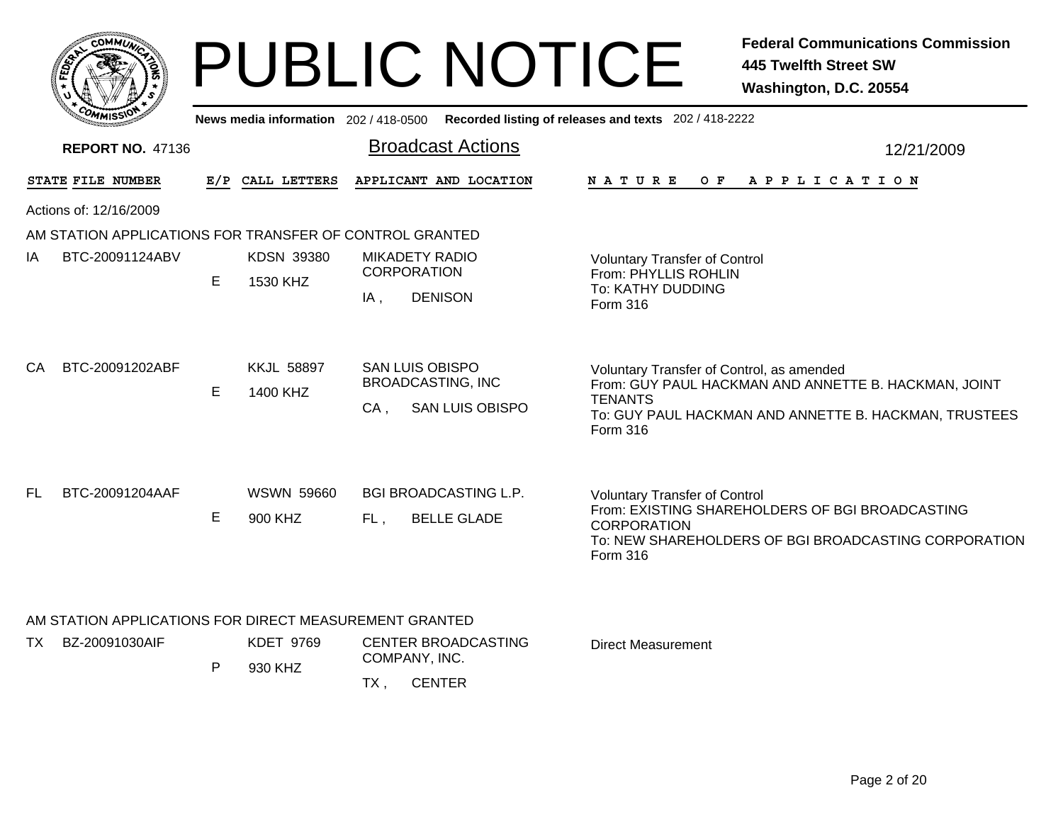# PUBLIC NOTICE

**Federal Communications Commission**
**445 Twelfth Street SW**
**Washington, D.C. 20554**

News media information 202 / 418-0500 Recorded listing of releases and texts 202 / 418-2222

**REPORT NO.** 47136

## Broadcast Actions

12/21/2009

Actions of: 12/16/2009

### AM STATION APPLICATIONS FOR TRANSFER OF CONTROL GRANTED

| STATE | FILE NUMBER | E/P | CALL LETTERS | APPLICANT AND LOCATION | NATURE OF APPLICATION |
|---|---|---|---|---|---|
| IA | BTC-20091124ABV | E | KDSN 39380<br>1530 KHZ | MIKADETY RADIO CORPORATION<br>IA , DENISON | Voluntary Transfer of Control<br>From: PHYLLIS ROHLIN<br>To: KATHY DUDDING<br>Form 316 |
| CA | BTC-20091202ABF | E | KKJL 58897<br>1400 KHZ | SAN LUIS OBISPO BROADCASTING, INC<br>CA , SAN LUIS OBISPO | Voluntary Transfer of Control, as amended<br>From: GUY PAUL HACKMAN AND ANNETTE B. HACKMAN, JOINT TENANTS<br>To: GUY PAUL HACKMAN AND ANNETTE B. HACKMAN, TRUSTEES<br>Form 316 |
| FL | BTC-20091204AAF | E | WSWN 59660<br>900 KHZ | BGI BROADCASTING L.P.<br>FL , BELLE GLADE | Voluntary Transfer of Control<br>From: EXISTING SHAREHOLDERS OF BGI BROADCASTING CORPORATION<br>To: NEW SHAREHOLDERS OF BGI BROADCASTING CORPORATION<br>Form 316 |

### AM STATION APPLICATIONS FOR DIRECT MEASUREMENT GRANTED

| STATE | FILE NUMBER | E/P | CALL LETTERS | APPLICANT AND LOCATION | NATURE OF APPLICATION |
|---|---|---|---|---|---|
| TX | BZ-20091030AIF | P | KDET 9769<br>930 KHZ | CENTER BROADCASTING COMPANY, INC.<br>TX , CENTER | Direct Measurement |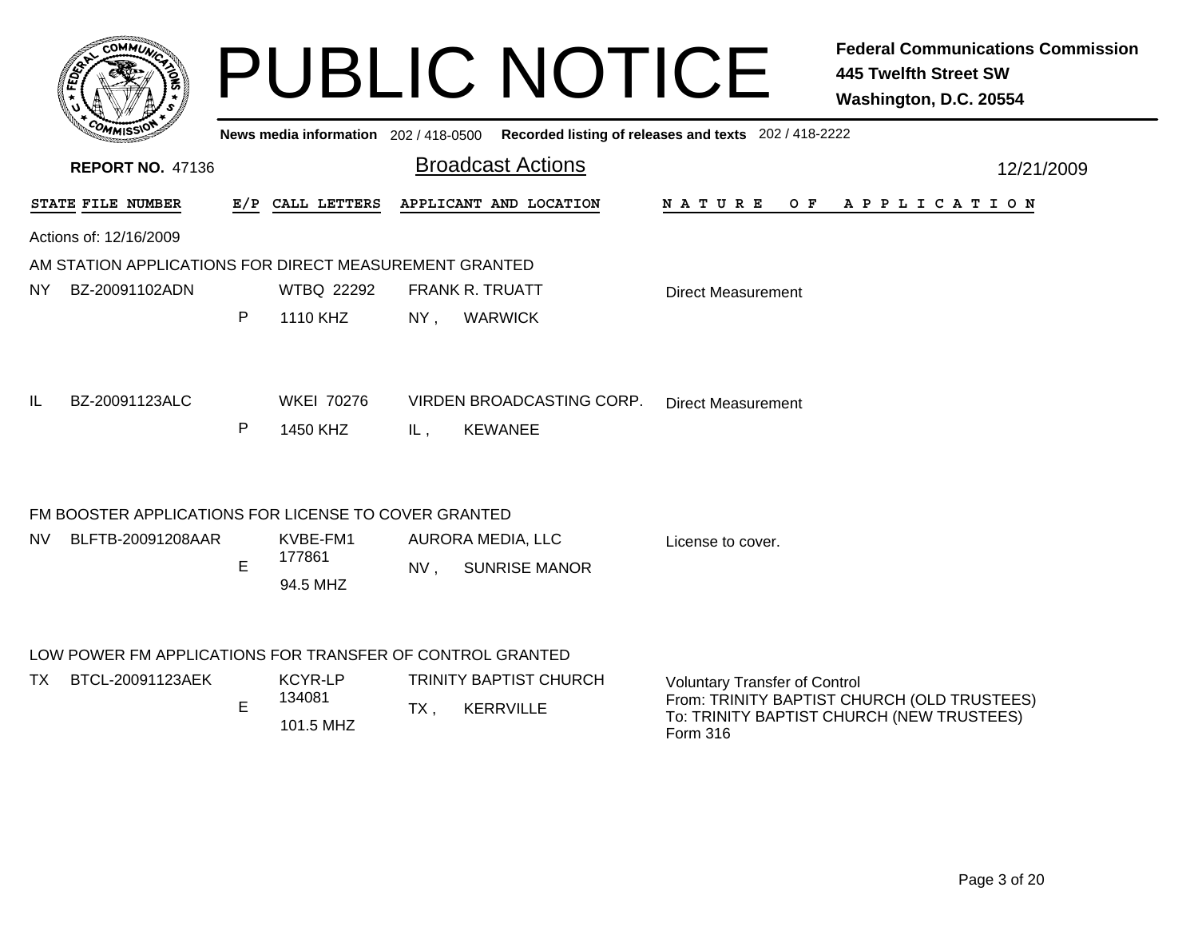# PUBLIC NOTICE

**Federal Communications Commission**
**445 Twelfth Street SW**
**Washington, D.C. 20554**

News media information 202 / 418-0500 Recorded listing of releases and texts 202 / 418-2222

**REPORT NO.** 47136

## Broadcast Actions

12/21/2009

| STATE | FILE NUMBER | E/P | CALL LETTERS | APPLICANT AND LOCATION | NATURE OF APPLICATION |
|---|---|---|---|---|---|

Actions of: 12/16/2009

### AM STATION APPLICATIONS FOR DIRECT MEASUREMENT GRANTED

| STATE | FILE NUMBER | E/P | CALL LETTERS | APPLICANT AND LOCATION | NATURE OF APPLICATION |
|---|---|---|---|---|---|
| NY | BZ-20091102ADN | P | WTBQ 22292 1110 KHZ | FRANK R. TRUATT NY , WARWICK | Direct Measurement |
| IL | BZ-20091123ALC | P | WKEI 70276 1450 KHZ | VIRDEN BROADCASTING CORP. IL , KEWANEE | Direct Measurement |

### FM BOOSTER APPLICATIONS FOR LICENSE TO COVER GRANTED

| STATE | FILE NUMBER | E/P | CALL LETTERS | APPLICANT AND LOCATION | NATURE OF APPLICATION |
|---|---|---|---|---|---|
| NV | BLFTB-20091208AAR | E | KVBE-FM1 177861 94.5 MHZ | AURORA MEDIA, LLC NV , SUNRISE MANOR | License to cover. |

### LOW POWER FM APPLICATIONS FOR TRANSFER OF CONTROL GRANTED

| STATE | FILE NUMBER | E/P | CALL LETTERS | APPLICANT AND LOCATION | NATURE OF APPLICATION |
|---|---|---|---|---|---|
| TX | BTCL-20091123AEK | E | KCYR-LP 134081 101.5 MHZ | TRINITY BAPTIST CHURCH TX , KERRVILLE | Voluntary Transfer of Control From: TRINITY BAPTIST CHURCH (OLD TRUSTEES) To: TRINITY BAPTIST CHURCH (NEW TRUSTEES) Form 316 |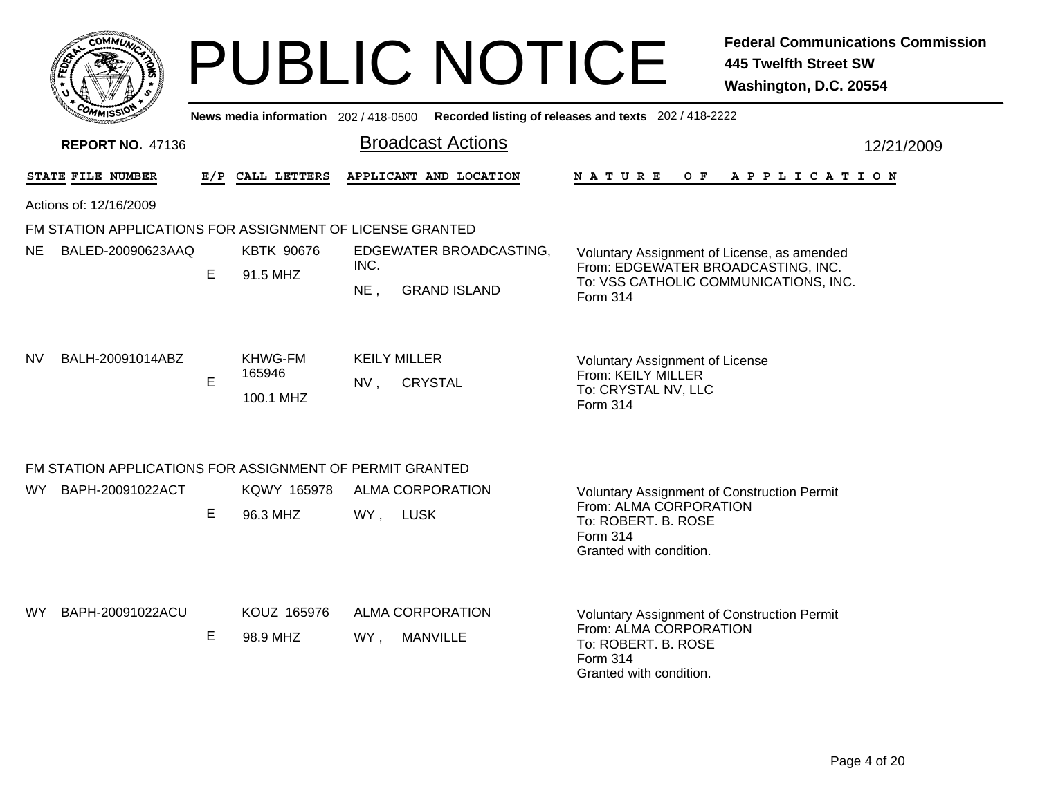# PUBLIC NOTICE

**Federal Communications Commission**
**445 Twelfth Street SW**
**Washington, D.C. 20554**

News media information 202 / 418-0500 Recorded listing of releases and texts 202 / 418-2222

**REPORT NO.** 47136

## Broadcast Actions

12/21/2009

Actions of: 12/16/2009

### FM STATION APPLICATIONS FOR ASSIGNMENT OF LICENSE GRANTED

| STATE | FILE NUMBER | E/P | CALL LETTERS | APPLICANT AND LOCATION | NATURE OF APPLICATION |
|---|---|---|---|---|---|
| NE | BALED-20090623AAQ | E | KBTK 90676<br>91.5 MHZ | EDGEWATER BROADCASTING, INC.<br>NE , GRAND ISLAND | Voluntary Assignment of License, as amended<br>From: EDGEWATER BROADCASTING, INC.<br>To: VSS CATHOLIC COMMUNICATIONS, INC.<br>Form 314 |
| NV | BALH-20091014ABZ | E | KHWG-FM 165946<br>100.1 MHZ | KEILY MILLER<br>NV , CRYSTAL | Voluntary Assignment of License<br>From: KEILY MILLER<br>To: CRYSTAL NV, LLC<br>Form 314 |

### FM STATION APPLICATIONS FOR ASSIGNMENT OF PERMIT GRANTED

| STATE | FILE NUMBER | E/P | CALL LETTERS | APPLICANT AND LOCATION | NATURE OF APPLICATION |
|---|---|---|---|---|---|
| WY | BAPH-20091022ACT | E | KQWY 165978<br>96.3 MHZ | ALMA CORPORATION<br>WY , LUSK | Voluntary Assignment of Construction Permit<br>From: ALMA CORPORATION<br>To: ROBERT. B. ROSE<br>Form 314<br>Granted with condition. |
| WY | BAPH-20091022ACU | E | KOUZ 165976<br>98.9 MHZ | ALMA CORPORATION<br>WY , MANVILLE | Voluntary Assignment of Construction Permit<br>From: ALMA CORPORATION<br>To: ROBERT. B. ROSE<br>Form 314<br>Granted with condition. |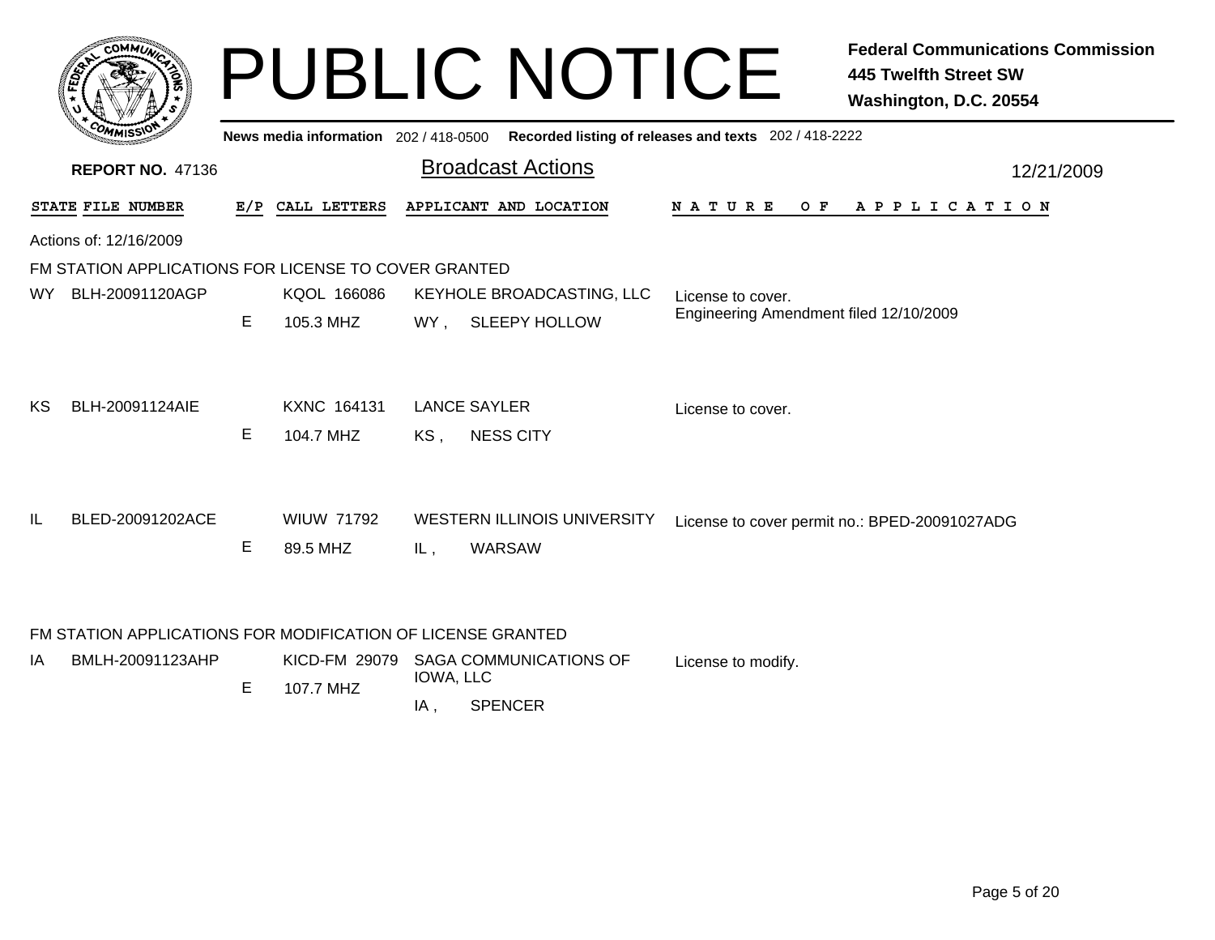# PUBLIC NOTICE

**Federal Communications Commission**
**445 Twelfth Street SW**
**Washington, D.C. 20554**

News media information 202 / 418-0500 Recorded listing of releases and texts 202 / 418-2222

**REPORT NO.** 47136

## Broadcast Actions

12/21/2009

Actions of: 12/16/2009

### FM STATION APPLICATIONS FOR LICENSE TO COVER GRANTED

| STATE | FILE NUMBER | E/P | CALL LETTERS | APPLICANT AND LOCATION | NATURE OF APPLICATION |
|---|---|---|---|---|---|
| WY | BLH-20091120AGP | E | KQOL 166086<br>105.3 MHZ | KEYHOLE BROADCASTING, LLC<br>WY , SLEEPY HOLLOW | License to cover.<br>Engineering Amendment filed 12/10/2009 |
| KS | BLH-20091124AIE | E | KXNC 164131<br>104.7 MHZ | LANCE SAYLER<br>KS , NESS CITY | License to cover. |
| IL | BLED-20091202ACE | E | WIUW 71792<br>89.5 MHZ | WESTERN ILLINOIS UNIVERSITY<br>IL , WARSAW | License to cover permit no.: BPED-20091027ADG |

### FM STATION APPLICATIONS FOR MODIFICATION OF LICENSE GRANTED

| STATE | FILE NUMBER | E/P | CALL LETTERS | APPLICANT AND LOCATION | NATURE OF APPLICATION |
|---|---|---|---|---|---|
| IA | BMLH-20091123AHP | E | KICD-FM 29079<br>107.7 MHZ | SAGA COMMUNICATIONS OF IOWA, LLC<br>IA , SPENCER | License to modify. |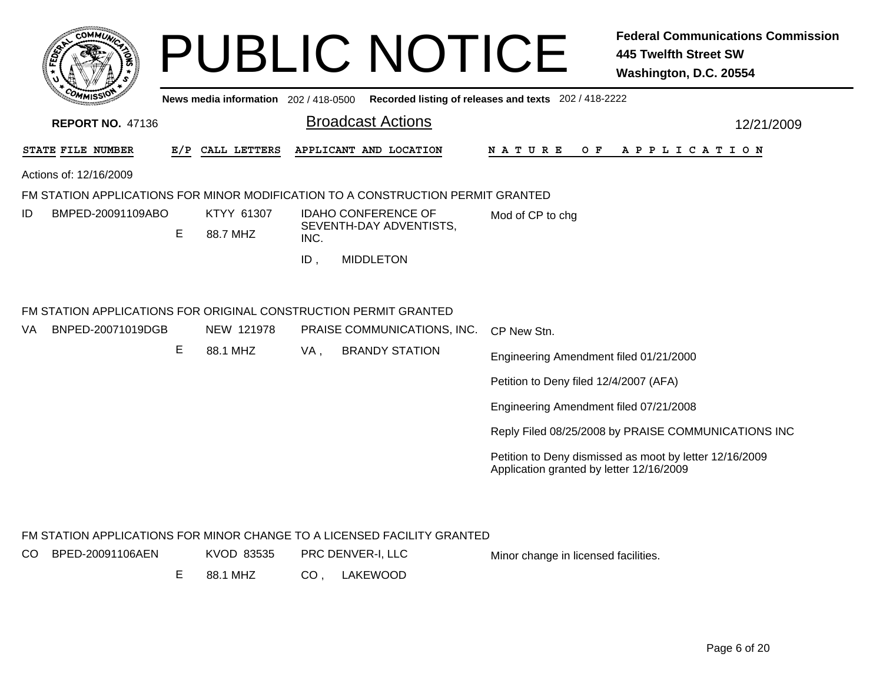# PUBLIC NOTICE

**Federal Communications Commission**
**445 Twelfth Street SW**
**Washington, D.C. 20554**

News media information 202 / 418-0500 Recorded listing of releases and texts 202 / 418-2222

**REPORT NO.** 47136

## Broadcast Actions

12/21/2009

Actions of: 12/16/2009

### FM STATION APPLICATIONS FOR MINOR MODIFICATION TO A CONSTRUCTION PERMIT GRANTED

| STATE | FILE NUMBER | E/P | CALL LETTERS | APPLICANT AND LOCATION | NATURE OF APPLICATION |
|---|---|---|---|---|---|
| ID | BMPED-20091109ABO | E | KTYY 61307<br>88.7 MHZ | IDAHO CONFERENCE OF SEVENTH-DAY ADVENTISTS, INC.<br>ID , MIDDLETON | Mod of CP to chg |

### FM STATION APPLICATIONS FOR ORIGINAL CONSTRUCTION PERMIT GRANTED

| STATE | FILE NUMBER | E/P | CALL LETTERS | APPLICANT AND LOCATION | NATURE OF APPLICATION |
|---|---|---|---|---|---|
| VA | BNPED-20071019DGB | E | NEW 121978<br>88.1 MHZ | PRAISE COMMUNICATIONS, INC.<br>VA , BRANDY STATION | CP New Stn.<br>Engineering Amendment filed 01/21/2000<br>Petition to Deny filed 12/4/2007 (AFA)<br>Engineering Amendment filed 07/21/2008<br>Reply Filed 08/25/2008 by PRAISE COMMUNICATIONS INC<br>Petition to Deny dismissed as moot by letter 12/16/2009<br>Application granted by letter 12/16/2009 |

### FM STATION APPLICATIONS FOR MINOR CHANGE TO A LICENSED FACILITY GRANTED

| STATE | FILE NUMBER | E/P | CALL LETTERS | APPLICANT AND LOCATION | NATURE OF APPLICATION |
|---|---|---|---|---|---|
| CO | BPED-20091106AEN | E | KVOD 83535<br>88.1 MHZ | PRC DENVER-I, LLC<br>CO , LAKEWOOD | Minor change in licensed facilities. |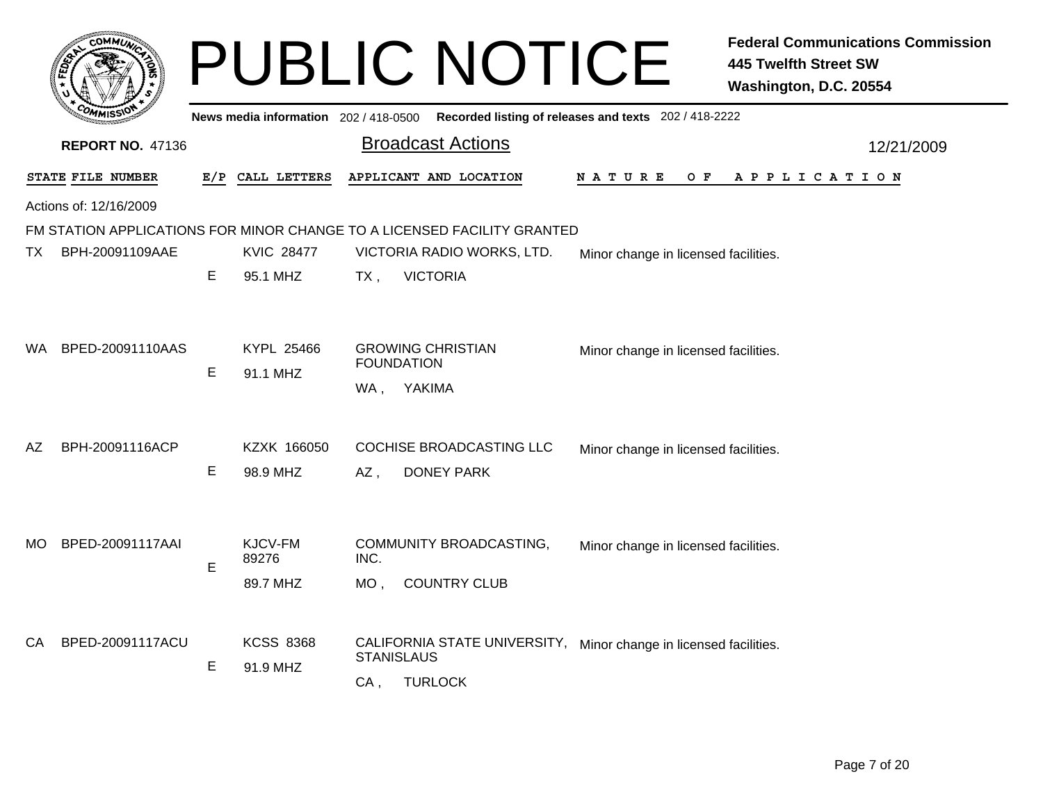# PUBLIC NOTICE

**Federal Communications Commission**
**445 Twelfth Street SW**
**Washington, D.C. 20554**

News media information 202 / 418-0500 Recorded listing of releases and texts 202 / 418-2222

**REPORT NO.** 47136

## Broadcast Actions

12/21/2009

Actions of: 12/16/2009

### FM STATION APPLICATIONS FOR MINOR CHANGE TO A LICENSED FACILITY GRANTED

| STATE | FILE NUMBER | E/P | CALL LETTERS | APPLICANT AND LOCATION | NATURE OF APPLICATION |
|---|---|---|---|---|---|
| TX | BPH-20091109AAE | E | KVIC 28477<br>95.1 MHZ | VICTORIA RADIO WORKS, LTD.<br>TX , VICTORIA | Minor change in licensed facilities. |
| WA | BPED-20091110AAS | E | KYPL 25466<br>91.1 MHZ | GROWING CHRISTIAN FOUNDATION<br>WA , YAKIMA | Minor change in licensed facilities. |
| AZ | BPH-20091116ACP | E | KZXK 166050<br>98.9 MHZ | COCHISE BROADCASTING LLC<br>AZ , DONEY PARK | Minor change in licensed facilities. |
| MO | BPED-20091117AAI | E | KJCV-FM 89276<br>89.7 MHZ | COMMUNITY BROADCASTING, INC.<br>MO , COUNTRY CLUB | Minor change in licensed facilities. |
| CA | BPED-20091117ACU | E | KCSS 8368<br>91.9 MHZ | CALIFORNIA STATE UNIVERSITY, STANISLAUS<br>CA , TURLOCK | Minor change in licensed facilities. |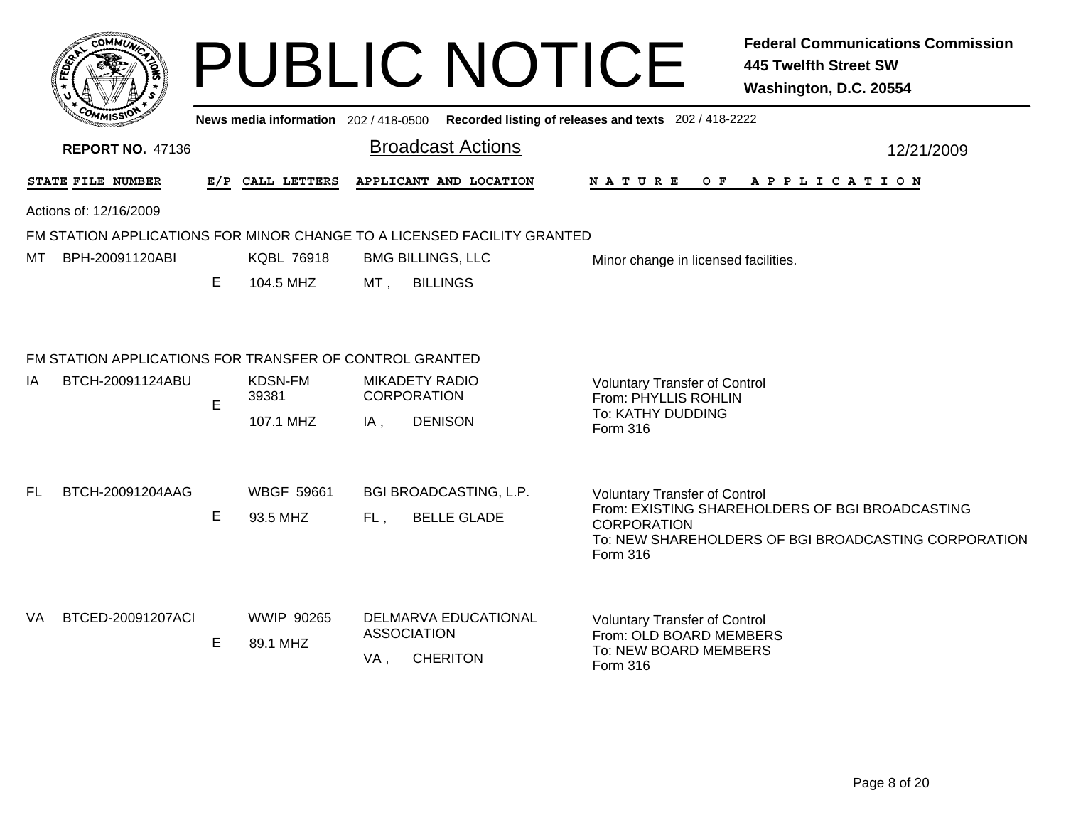# PUBLIC NOTICE

**Federal Communications Commission**
**445 Twelfth Street SW**
**Washington, D.C. 20554**

**News media information** 202 / 418-0500 **Recorded listing of releases and texts** 202 / 418-2222

**REPORT NO.** 47136

## Broadcast Actions

12/21/2009

Actions of: 12/16/2009

### FM STATION APPLICATIONS FOR MINOR CHANGE TO A LICENSED FACILITY GRANTED

| STATE | FILE NUMBER | E/P | CALL LETTERS | APPLICANT AND LOCATION | NATURE OF APPLICATION |
|---|---|---|---|---|---|
| MT | BPH-20091120ABI | E | KQBL 76918<br>104.5 MHZ | BMG BILLINGS, LLC<br>MT , BILLINGS | Minor change in licensed facilities. |

### FM STATION APPLICATIONS FOR TRANSFER OF CONTROL GRANTED

| STATE | FILE NUMBER | E/P | CALL LETTERS | APPLICANT AND LOCATION | NATURE OF APPLICATION |
|---|---|---|---|---|---|
| IA | BTCH-20091124ABU | E | KDSN-FM 39381<br>107.1 MHZ | MIKADETY RADIO CORPORATION<br>IA , DENISON | Voluntary Transfer of Control<br>From: PHYLLIS ROHLIN<br>To: KATHY DUDDING<br>Form 316 |
| FL | BTCH-20091204AAG | E | WBGF 59661<br>93.5 MHZ | BGI BROADCASTING, L.P.<br>FL , BELLE GLADE | Voluntary Transfer of Control<br>From: EXISTING SHAREHOLDERS OF BGI BROADCASTING CORPORATION<br>To: NEW SHAREHOLDERS OF BGI BROADCASTING CORPORATION<br>Form 316 |
| VA | BTCED-20091207ACI | E | WWIP 90265<br>89.1 MHZ | DELMARVA EDUCATIONAL ASSOCIATION<br>VA , CHERITON | Voluntary Transfer of Control<br>From: OLD BOARD MEMBERS<br>To: NEW BOARD MEMBERS<br>Form 316 |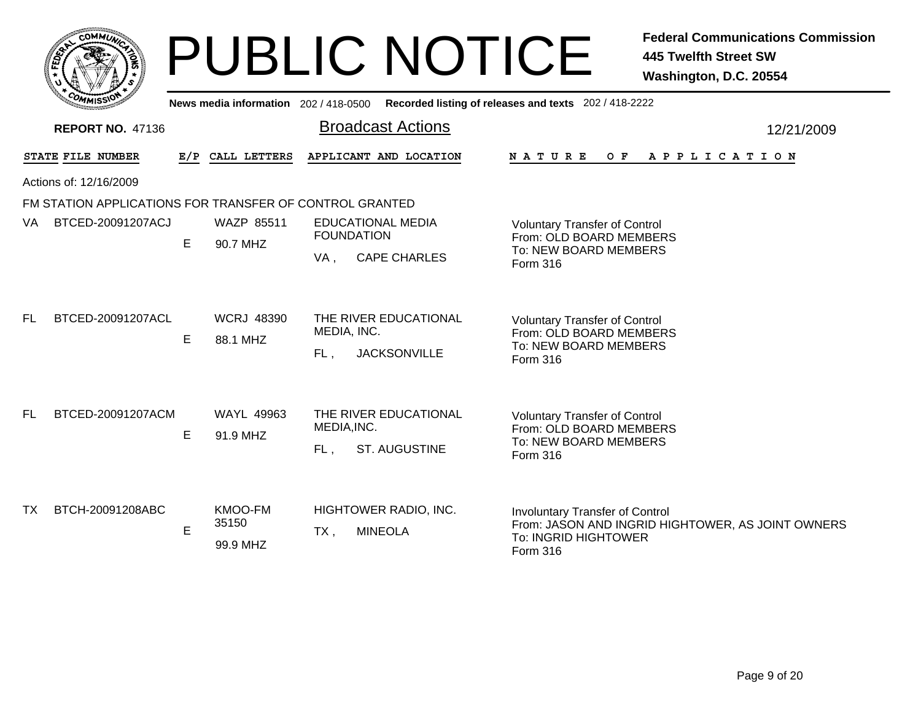# PUBLIC NOTICE

**Federal Communications Commission**
**445 Twelfth Street SW**
**Washington, D.C. 20554**

News media information 202 / 418-0500 Recorded listing of releases and texts 202 / 418-2222

**REPORT NO.** 47136

## Broadcast Actions

12/21/2009

Actions of: 12/16/2009

FM STATION APPLICATIONS FOR TRANSFER OF CONTROL GRANTED

| STATE | FILE NUMBER | E/P | CALL LETTERS | APPLICANT AND LOCATION | NATURE OF APPLICATION |
|---|---|---|---|---|---|
| VA | BTCED-20091207ACJ | E | WAZP 85511<br>90.7 MHZ | EDUCATIONAL MEDIA FOUNDATION<br>VA , CAPE CHARLES | Voluntary Transfer of Control<br>From: OLD BOARD MEMBERS<br>To: NEW BOARD MEMBERS<br>Form 316 |
| FL | BTCED-20091207ACL | E | WCRJ 48390<br>88.1 MHZ | THE RIVER EDUCATIONAL MEDIA, INC.<br>FL , JACKSONVILLE | Voluntary Transfer of Control<br>From: OLD BOARD MEMBERS<br>To: NEW BOARD MEMBERS<br>Form 316 |
| FL | BTCED-20091207ACM | E | WAYL 49963<br>91.9 MHZ | THE RIVER EDUCATIONAL MEDIA,INC.<br>FL , ST. AUGUSTINE | Voluntary Transfer of Control<br>From: OLD BOARD MEMBERS<br>To: NEW BOARD MEMBERS<br>Form 316 |
| TX | BTCH-20091208ABC | E | KMOO-FM 35150<br>99.9 MHZ | HIGHTOWER RADIO, INC.<br>TX , MINEOLA | Involuntary Transfer of Control<br>From: JASON AND INGRID HIGHTOWER, AS JOINT OWNERS<br>To: INGRID HIGHTOWER<br>Form 316 |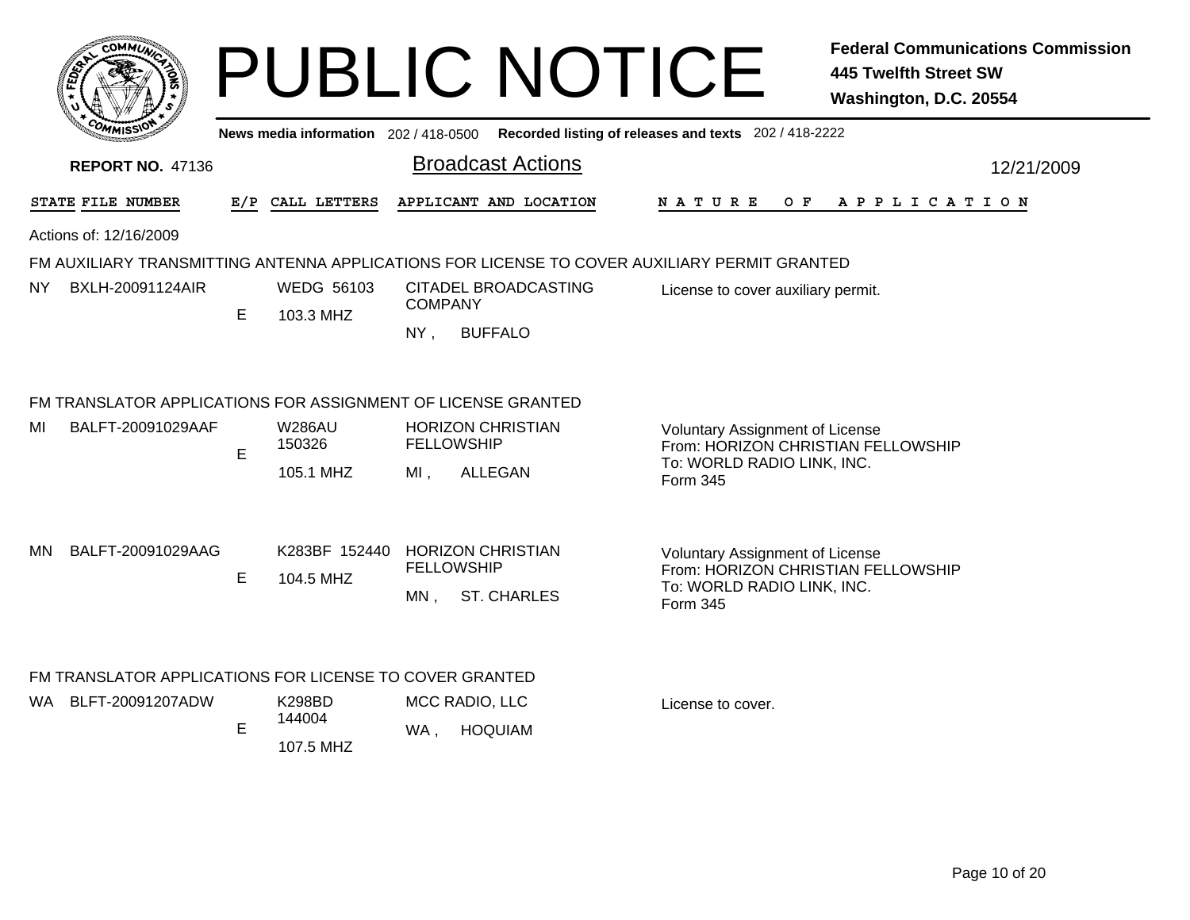# PUBLIC NOTICE

**Federal Communications Commission**
**445 Twelfth Street SW**
**Washington, D.C. 20554**

News media information 202 / 418-0500 Recorded listing of releases and texts 202 / 418-2222

**REPORT NO.** 47136

## Broadcast Actions

12/21/2009

Actions of: 12/16/2009

### FM AUXILIARY TRANSMITTING ANTENNA APPLICATIONS FOR LICENSE TO COVER AUXILIARY PERMIT GRANTED

| STATE | FILE NUMBER | E/P | CALL LETTERS | APPLICANT AND LOCATION | NATURE OF APPLICATION |
|---|---|---|---|---|---|
| NY | BXLH-20091124AIR | E | WEDG 56103<br>103.3 MHZ | CITADEL BROADCASTING COMPANY<br>NY , BUFFALO | License to cover auxiliary permit. |

### FM TRANSLATOR APPLICATIONS FOR ASSIGNMENT OF LICENSE GRANTED

| STATE | FILE NUMBER | E/P | CALL LETTERS | APPLICANT AND LOCATION | NATURE OF APPLICATION |
|---|---|---|---|---|---|
| MI | BALFT-20091029AAF | E | W286AU 150326<br>105.1 MHZ | HORIZON CHRISTIAN FELLOWSHIP<br>MI , ALLEGAN | Voluntary Assignment of License<br>From: HORIZON CHRISTIAN FELLOWSHIP<br>To: WORLD RADIO LINK, INC.<br>Form 345 |
| MN | BALFT-20091029AAG | E | K283BF 152440<br>104.5 MHZ | HORIZON CHRISTIAN FELLOWSHIP<br>MN , ST. CHARLES | Voluntary Assignment of License<br>From: HORIZON CHRISTIAN FELLOWSHIP<br>To: WORLD RADIO LINK, INC.<br>Form 345 |

### FM TRANSLATOR APPLICATIONS FOR LICENSE TO COVER GRANTED

| STATE | FILE NUMBER | E/P | CALL LETTERS | APPLICANT AND LOCATION | NATURE OF APPLICATION |
|---|---|---|---|---|---|
| WA | BLFT-20091207ADW | E | K298BD 144004<br>107.5 MHZ | MCC RADIO, LLC<br>WA , HOQUIAM | License to cover. |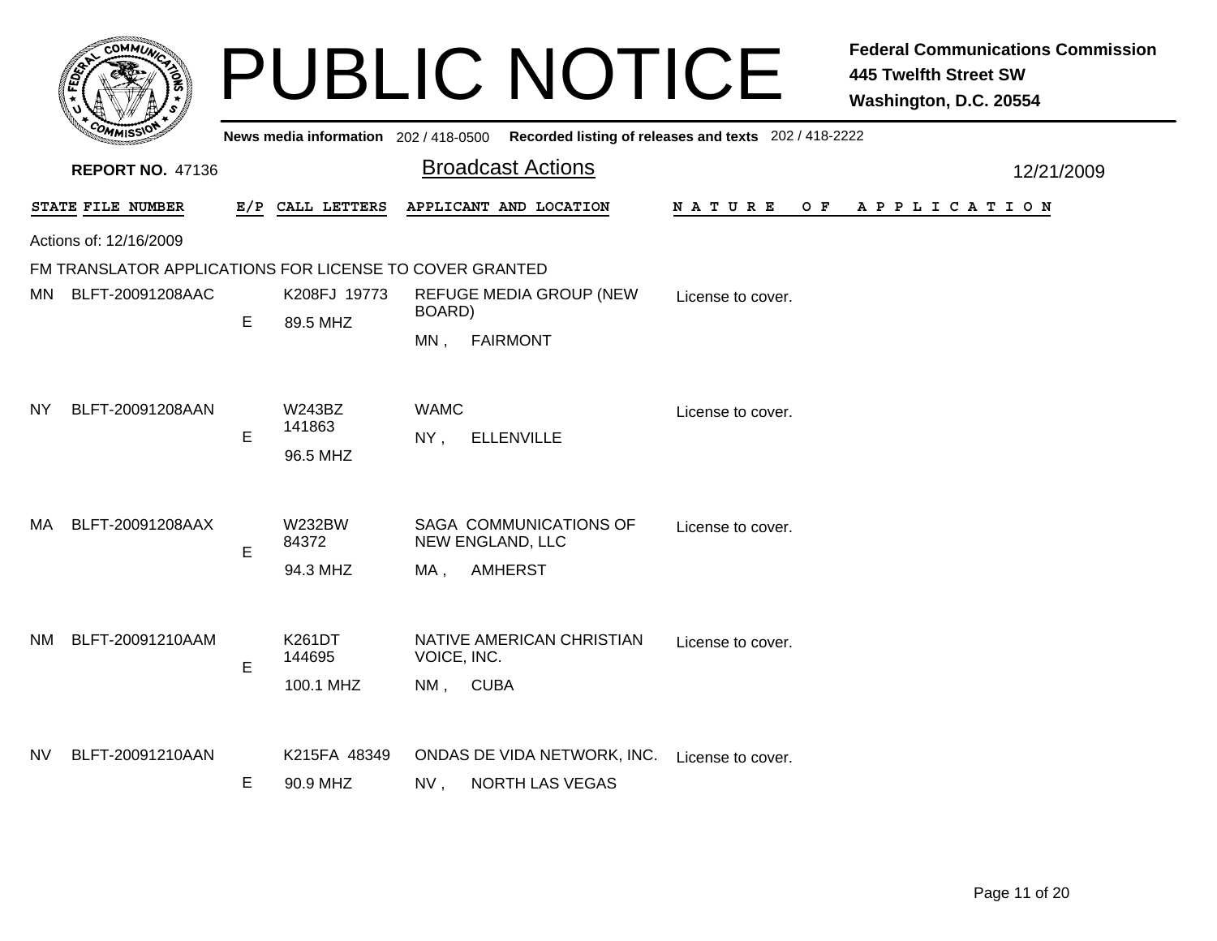# PUBLIC NOTICE

**Federal Communications Commission**
**445 Twelfth Street SW**
**Washington, D.C. 20554**

News media information 202 / 418-0500 Recorded listing of releases and texts 202 / 418-2222

**REPORT NO.** 47136

## Broadcast Actions

12/21/2009

Actions of: 12/16/2009

FM TRANSLATOR APPLICATIONS FOR LICENSE TO COVER GRANTED

| STATE | FILE NUMBER | E/P | CALL LETTERS | APPLICANT AND LOCATION | NATURE OF APPLICATION |
|---|---|---|---|---|---|
| MN | BLFT-20091208AAC | E | K208FJ 19773<br>89.5 MHZ | REFUGE MEDIA GROUP (NEW BOARD)<br>MN , FAIRMONT | License to cover. |
| NY | BLFT-20091208AAN | E | W243BZ 141863<br>96.5 MHZ | WAMC<br>NY , ELLENVILLE | License to cover. |
| MA | BLFT-20091208AAX | E | W232BW 84372<br>94.3 MHZ | SAGA COMMUNICATIONS OF NEW ENGLAND, LLC<br>MA , AMHERST | License to cover. |
| NM | BLFT-20091210AAM | E | K261DT 144695<br>100.1 MHZ | NATIVE AMERICAN CHRISTIAN VOICE, INC.<br>NM , CUBA | License to cover. |
| NV | BLFT-20091210AAN | E | K215FA 48349<br>90.9 MHZ | ONDAS DE VIDA NETWORK, INC.<br>NV , NORTH LAS VEGAS | License to cover. |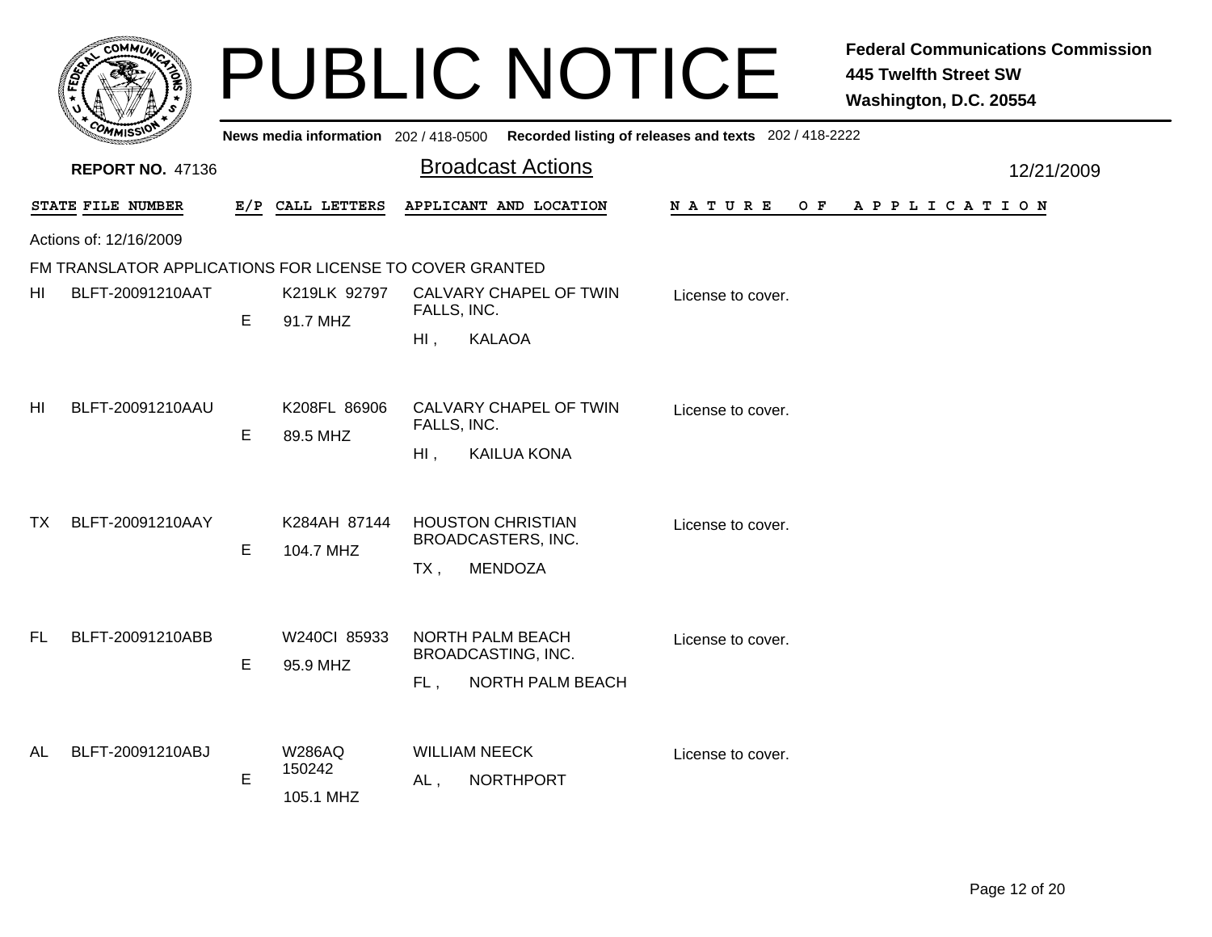# PUBLIC NOTICE

**Federal Communications Commission**
**445 Twelfth Street SW**
**Washington, D.C. 20554**

News media information 202 / 418-0500 Recorded listing of releases and texts 202 / 418-2222

**REPORT NO.** 47136

## Broadcast Actions

12/21/2009

Actions of: 12/16/2009

FM TRANSLATOR APPLICATIONS FOR LICENSE TO COVER GRANTED

| STATE | FILE NUMBER | E/P | CALL LETTERS | APPLICANT AND LOCATION | NATURE OF APPLICATION |
|---|---|---|---|---|---|
| HI | BLFT-20091210AAT | E | K219LK 92797 91.7 MHZ | CALVARY CHAPEL OF TWIN FALLS, INC. HI , KALAOA | License to cover. |
| HI | BLFT-20091210AAU | E | K208FL 86906 89.5 MHZ | CALVARY CHAPEL OF TWIN FALLS, INC. HI , KAILUA KONA | License to cover. |
| TX | BLFT-20091210AAY | E | K284AH 87144 104.7 MHZ | HOUSTON CHRISTIAN BROADCASTERS, INC. TX , MENDOZA | License to cover. |
| FL | BLFT-20091210ABB | E | W240CI 85933 95.9 MHZ | NORTH PALM BEACH BROADCASTING, INC. FL , NORTH PALM BEACH | License to cover. |
| AL | BLFT-20091210ABJ | E | W286AQ 150242 105.1 MHZ | WILLIAM NEECK AL , NORTHPORT | License to cover. |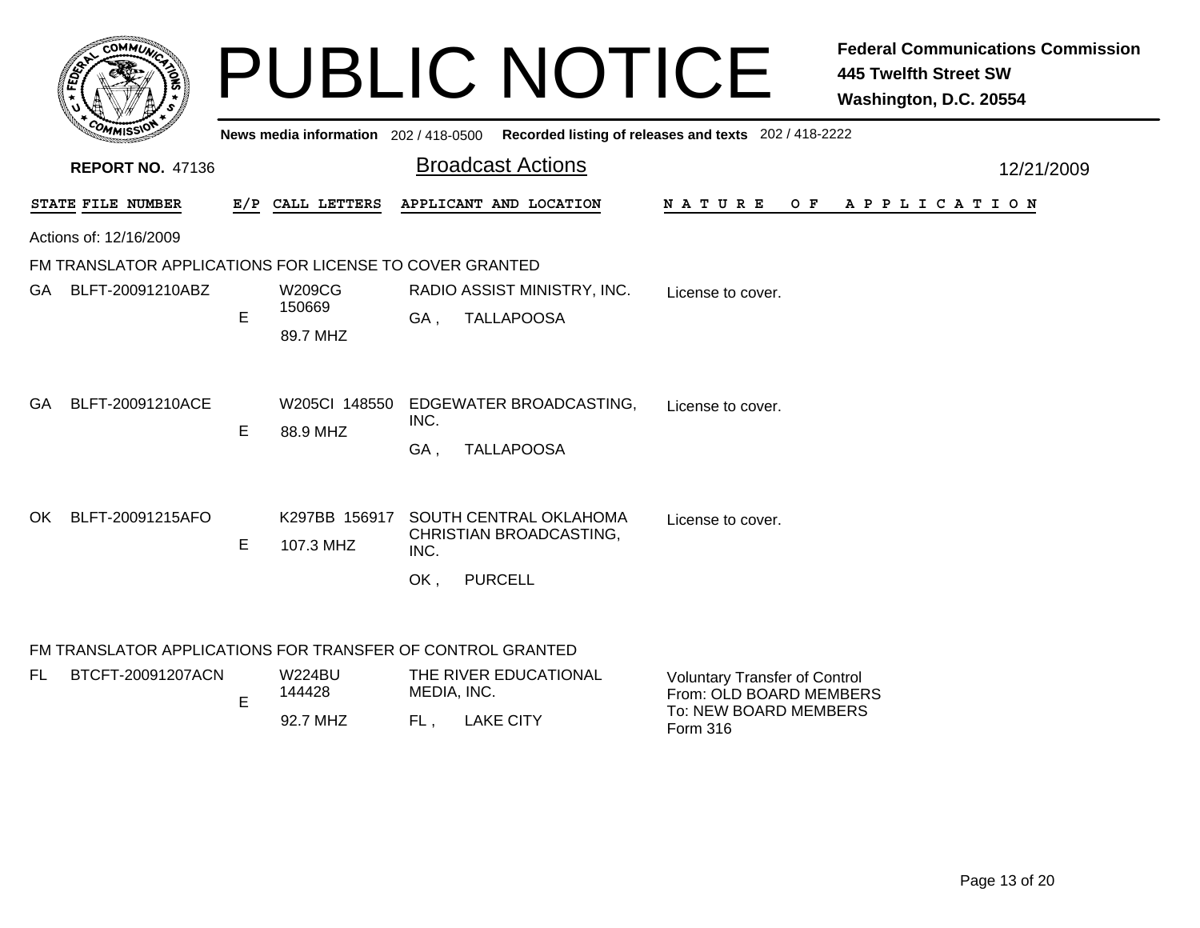# PUBLIC NOTICE

**Federal Communications Commission**
**445 Twelfth Street SW**
**Washington, D.C. 20554**

News media information 202 / 418-0500 Recorded listing of releases and texts 202 / 418-2222

**REPORT NO.** 47136

## Broadcast Actions

12/21/2009

Actions of: 12/16/2009

### FM TRANSLATOR APPLICATIONS FOR LICENSE TO COVER GRANTED

| STATE | FILE NUMBER | E/P | CALL LETTERS | APPLICANT AND LOCATION | NATURE OF APPLICATION |
|---|---|---|---|---|---|
| GA | BLFT-20091210ABZ | E | W209CG 150669 89.7 MHZ | RADIO ASSIST MINISTRY, INC. GA , TALLAPOOSA | License to cover. |
| GA | BLFT-20091210ACE | E | W205CI 148550 88.9 MHZ | EDGEWATER BROADCASTING, INC. GA , TALLAPOOSA | License to cover. |
| OK | BLFT-20091215AFO | E | K297BB 156917 107.3 MHZ | SOUTH CENTRAL OKLAHOMA CHRISTIAN BROADCASTING, INC. OK , PURCELL | License to cover. |

### FM TRANSLATOR APPLICATIONS FOR TRANSFER OF CONTROL GRANTED

| STATE | FILE NUMBER | E/P | CALL LETTERS | APPLICANT AND LOCATION | NATURE OF APPLICATION |
|---|---|---|---|---|---|
| FL | BTCFT-20091207ACN | E | W224BU 144428 92.7 MHZ | THE RIVER EDUCATIONAL MEDIA, INC. FL , LAKE CITY | Voluntary Transfer of Control From: OLD BOARD MEMBERS To: NEW BOARD MEMBERS Form 316 |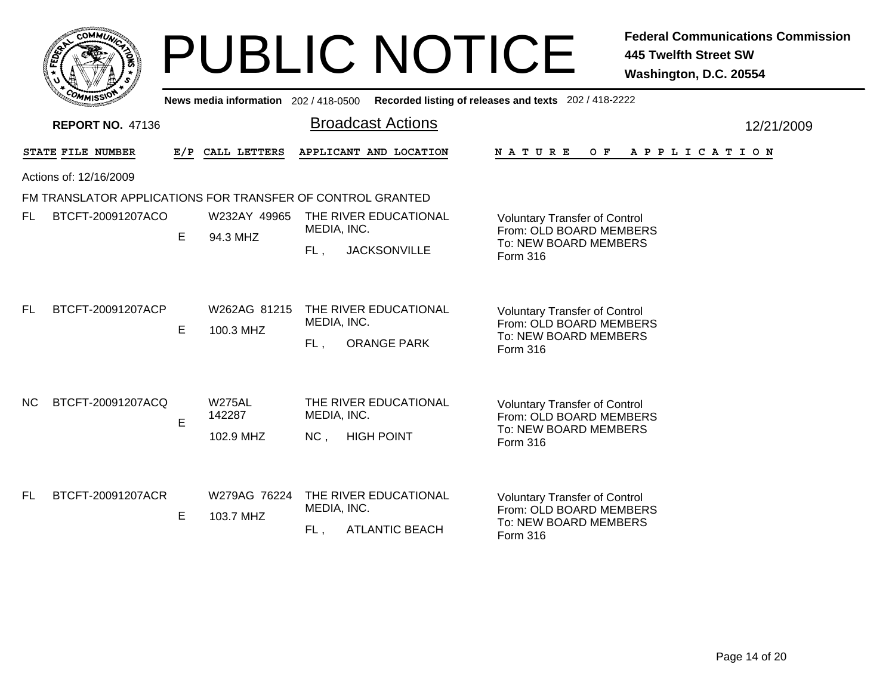# PUBLIC NOTICE

**Federal Communications Commission**
**445 Twelfth Street SW**
**Washington, D.C. 20554**

**News media information** 202 / 418-0500 **Recorded listing of releases and texts** 202 / 418-2222

**REPORT NO.** 47136

## Broadcast Actions

12/21/2009

Actions of: 12/16/2009

FM TRANSLATOR APPLICATIONS FOR TRANSFER OF CONTROL GRANTED

| STATE | FILE NUMBER | E/P | CALL LETTERS | APPLICANT AND LOCATION | NATURE OF APPLICATION |
|---|---|---|---|---|---|
| FL | BTCFT-20091207ACO | E | W232AY 49965<br>94.3 MHZ | THE RIVER EDUCATIONAL MEDIA, INC.<br>FL , JACKSONVILLE | Voluntary Transfer of Control<br>From: OLD BOARD MEMBERS<br>To: NEW BOARD MEMBERS<br>Form 316 |
| FL | BTCFT-20091207ACP | E | W262AG 81215<br>100.3 MHZ | THE RIVER EDUCATIONAL MEDIA, INC.<br>FL , ORANGE PARK | Voluntary Transfer of Control<br>From: OLD BOARD MEMBERS<br>To: NEW BOARD MEMBERS<br>Form 316 |
| NC | BTCFT-20091207ACQ | E | W275AL 142287<br>102.9 MHZ | THE RIVER EDUCATIONAL MEDIA, INC.<br>NC , HIGH POINT | Voluntary Transfer of Control<br>From: OLD BOARD MEMBERS<br>To: NEW BOARD MEMBERS<br>Form 316 |
| FL | BTCFT-20091207ACR | E | W279AG 76224<br>103.7 MHZ | THE RIVER EDUCATIONAL MEDIA, INC.<br>FL , ATLANTIC BEACH | Voluntary Transfer of Control<br>From: OLD BOARD MEMBERS<br>To: NEW BOARD MEMBERS<br>Form 316 |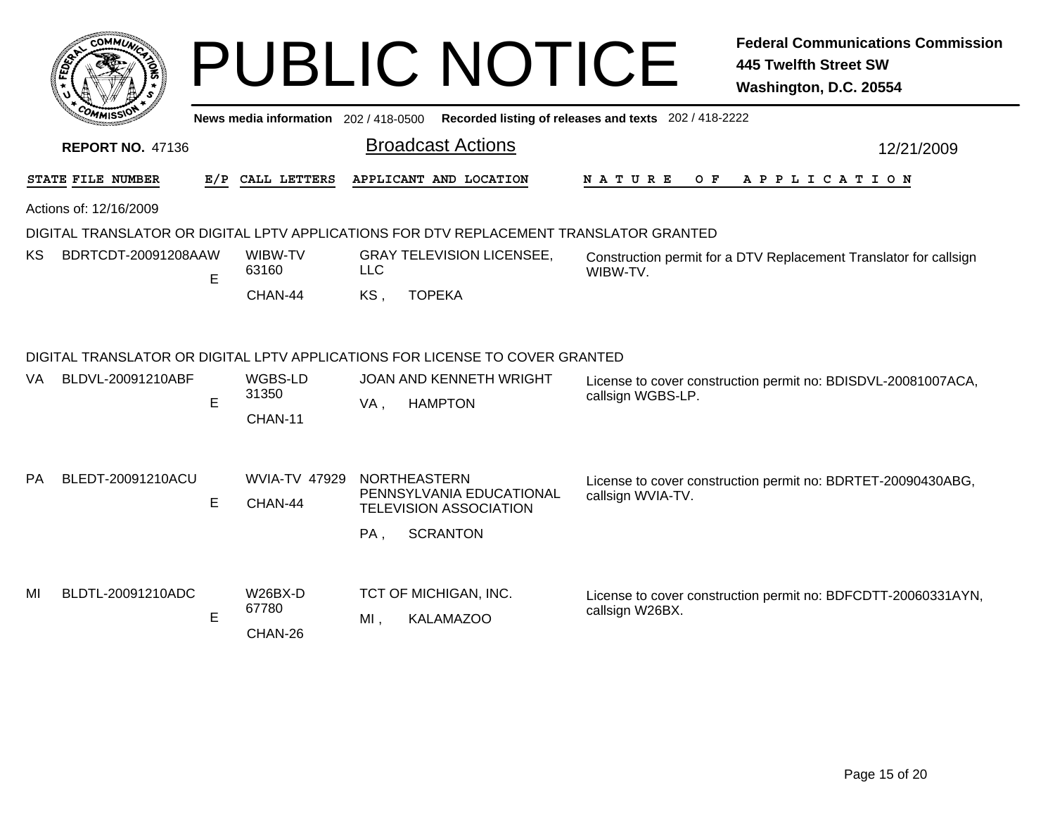# PUBLIC NOTICE

**Federal Communications Commission**
**445 Twelfth Street SW**
**Washington, D.C. 20554**

News media information 202 / 418-0500 Recorded listing of releases and texts 202 / 418-2222

**REPORT NO.** 47136

## Broadcast Actions

12/21/2009

Actions of: 12/16/2009

### DIGITAL TRANSLATOR OR DIGITAL LPTV APPLICATIONS FOR DTV REPLACEMENT TRANSLATOR GRANTED

| STATE | FILE NUMBER | E/P | CALL LETTERS | APPLICANT AND LOCATION | NATURE OF APPLICATION |
|---|---|---|---|---|---|
| KS | BDRTCDT-20091208AAW | E | WIBW-TV 63160 CHAN-44 | GRAY TELEVISION LICENSEE, LLC KS , TOPEKA | Construction permit for a DTV Replacement Translator for callsign WIBW-TV. |

### DIGITAL TRANSLATOR OR DIGITAL LPTV APPLICATIONS FOR LICENSE TO COVER GRANTED

| STATE | FILE NUMBER | E/P | CALL LETTERS | APPLICANT AND LOCATION | NATURE OF APPLICATION |
|---|---|---|---|---|---|
| VA | BLDVL-20091210ABF | E | WGBS-LD 31350 CHAN-11 | JOAN AND KENNETH WRIGHT VA , HAMPTON | License to cover construction permit no: BDISDVL-20081007ACA, callsign WGBS-LP. |
| PA | BLEDT-20091210ACU | E | WVIA-TV 47929 CHAN-44 | NORTHEASTERN PENNSYLVANIA EDUCATIONAL TELEVISION ASSOCIATION PA , SCRANTON | License to cover construction permit no: BDRTET-20090430ABG, callsign WVIA-TV. |
| MI | BLDTL-20091210ADC | E | W26BX-D 67780 CHAN-26 | TCT OF MICHIGAN, INC. MI , KALAMAZOO | License to cover construction permit no: BDFCDTT-20060331AYN, callsign W26BX. |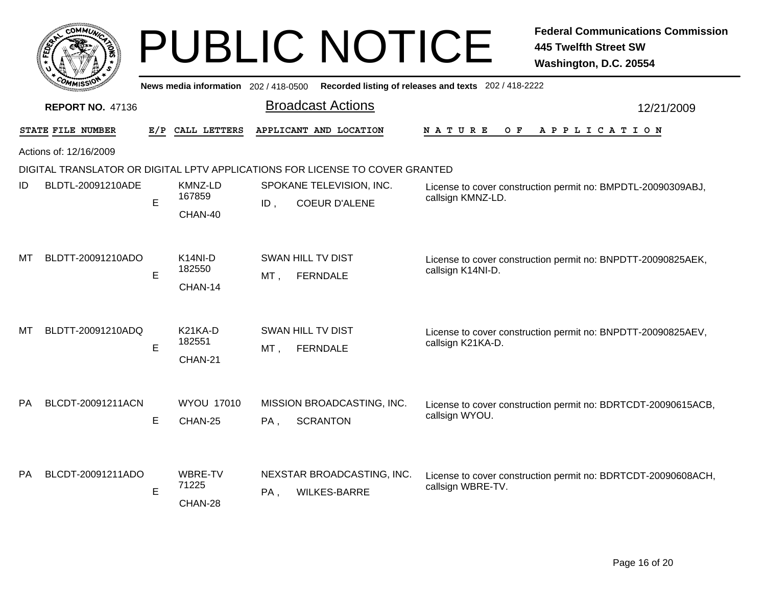# PUBLIC NOTICE

**Federal Communications Commission**
**445 Twelfth Street SW**
**Washington, D.C. 20554**

News media information 202 / 418-0500 Recorded listing of releases and texts 202 / 418-2222

**REPORT NO.** 47136

## Broadcast Actions

12/21/2009

Actions of: 12/16/2009

DIGITAL TRANSLATOR OR DIGITAL LPTV APPLICATIONS FOR LICENSE TO COVER GRANTED

| STATE | FILE NUMBER | E/P | CALL LETTERS | APPLICANT AND LOCATION | NATURE OF APPLICATION |
|---|---|---|---|---|---|
| ID | BLDTL-20091210ADE | E | KMNZ-LD 167859 CHAN-40 | SPOKANE TELEVISION, INC. ID , COEUR D'ALENE | License to cover construction permit no: BMPDTL-20090309ABJ, callsign KMNZ-LD. |
| MT | BLDTT-20091210ADO | E | K14NI-D 182550 CHAN-14 | SWAN HILL TV DIST MT , FERNDALE | License to cover construction permit no: BNPDTT-20090825AEK, callsign K14NI-D. |
| MT | BLDTT-20091210ADQ | E | K21KA-D 182551 CHAN-21 | SWAN HILL TV DIST MT , FERNDALE | License to cover construction permit no: BNPDTT-20090825AEV, callsign K21KA-D. |
| PA | BLCDT-20091211ACN | E | WYOU 17010 CHAN-25 | MISSION BROADCASTING, INC. PA , SCRANTON | License to cover construction permit no: BDRTCDT-20090615ACB, callsign WYOU. |
| PA | BLCDT-20091211ADO | E | WBRE-TV 71225 CHAN-28 | NEXSTAR BROADCASTING, INC. PA , WILKES-BARRE | License to cover construction permit no: BDRTCDT-20090608ACH, callsign WBRE-TV. |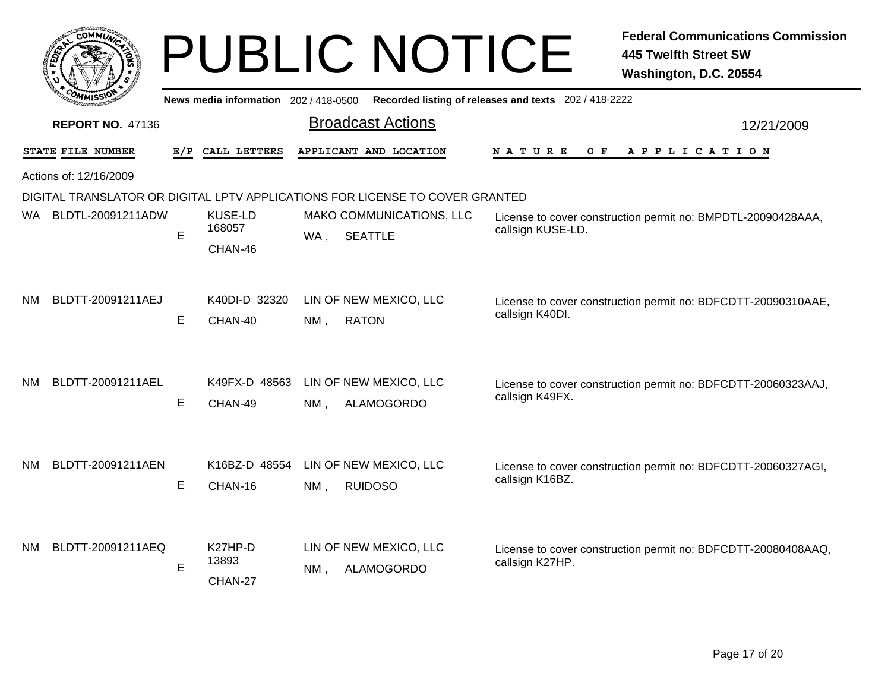# PUBLIC NOTICE

**Federal Communications Commission**
**445 Twelfth Street SW**
**Washington, D.C. 20554**

News media information 202 / 418-0500 Recorded listing of releases and texts 202 / 418-2222

**REPORT NO. 47136**

## Broadcast Actions

12/21/2009

Actions of: 12/16/2009

DIGITAL TRANSLATOR OR DIGITAL LPTV APPLICATIONS FOR LICENSE TO COVER GRANTED

| STATE | FILE NUMBER | E/P | CALL LETTERS | APPLICANT AND LOCATION | NATURE OF APPLICATION |
|---|---|---|---|---|---|
| WA | BLDTL-20091211ADW | E | KUSE-LD 168057 CHAN-46 | MAKO COMMUNICATIONS, LLC WA , SEATTLE | License to cover construction permit no: BMPDTL-20090428AAA, callsign KUSE-LD. |
| NM | BLDTT-20091211AEJ | E | K40DI-D 32320 CHAN-40 | LIN OF NEW MEXICO, LLC NM , RATON | License to cover construction permit no: BDFCDTT-20090310AAE, callsign K40DI. |
| NM | BLDTT-20091211AEL | E | K49FX-D 48563 CHAN-49 | LIN OF NEW MEXICO, LLC NM , ALAMOGORDO | License to cover construction permit no: BDFCDTT-20060323AAJ, callsign K49FX. |
| NM | BLDTT-20091211AEN | E | K16BZ-D 48554 CHAN-16 | LIN OF NEW MEXICO, LLC NM , RUIDOSO | License to cover construction permit no: BDFCDTT-20060327AGI, callsign K16BZ. |
| NM | BLDTT-20091211AEQ | E | K27HP-D 13893 CHAN-27 | LIN OF NEW MEXICO, LLC NM , ALAMOGORDO | License to cover construction permit no: BDFCDTT-20080408AAQ, callsign K27HP. |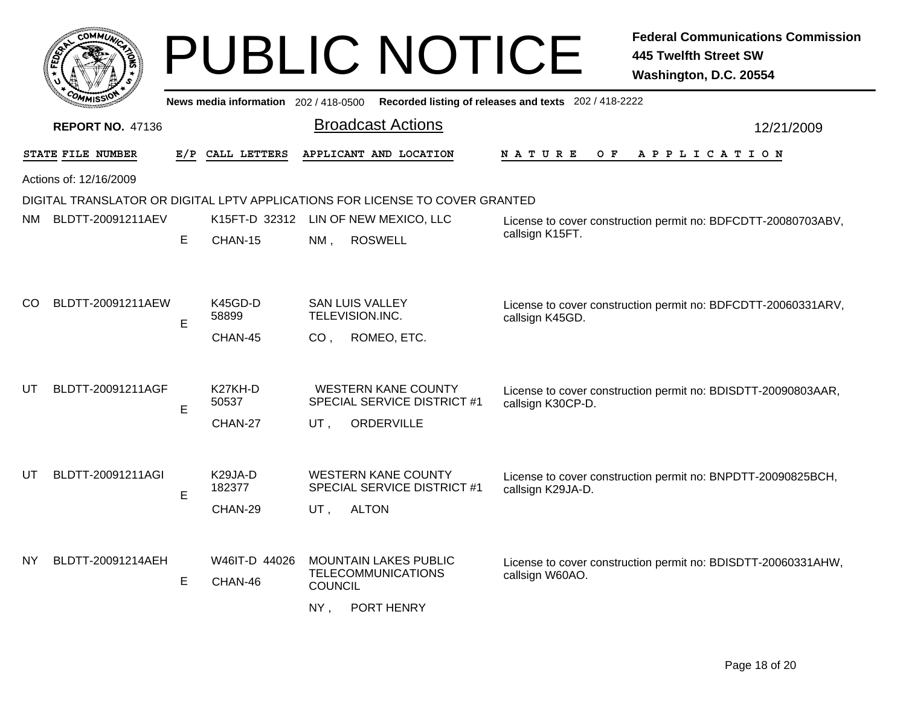# PUBLIC NOTICE

**Federal Communications Commission**
**445 Twelfth Street SW**
**Washington, D.C. 20554**

News media information 202 / 418-0500 Recorded listing of releases and texts 202 / 418-2222

**REPORT NO. 47136**

## Broadcast Actions

12/21/2009

Actions of: 12/16/2009

DIGITAL TRANSLATOR OR DIGITAL LPTV APPLICATIONS FOR LICENSE TO COVER GRANTED

| STATE | FILE NUMBER | E/P | CALL LETTERS | APPLICANT AND LOCATION | NATURE OF APPLICATION |
|---|---|---|---|---|---|
| NM | BLDTT-20091211AEV | E | K15FT-D 32312<br>CHAN-15 | LIN OF NEW MEXICO, LLC<br>NM , ROSWELL | License to cover construction permit no: BDFCDTT-20080703ABV, callsign K15FT. |
| CO | BLDTT-20091211AEW | E | K45GD-D 58899<br>CHAN-45 | SAN LUIS VALLEY TELEVISION.INC.<br>CO , ROMEO, ETC. | License to cover construction permit no: BDFCDTT-20060331ARV, callsign K45GD. |
| UT | BLDTT-20091211AGF | E | K27KH-D 50537<br>CHAN-27 | WESTERN KANE COUNTY SPECIAL SERVICE DISTRICT #1<br>UT , ORDERVILLE | License to cover construction permit no: BDISDTT-20090803AAR, callsign K30CP-D. |
| UT | BLDTT-20091211AGI | E | K29JA-D 182377<br>CHAN-29 | WESTERN KANE COUNTY SPECIAL SERVICE DISTRICT #1<br>UT , ALTON | License to cover construction permit no: BNPDTT-20090825BCH, callsign K29JA-D. |
| NY | BLDTT-20091214AEH | E | W46IT-D 44026<br>CHAN-46 | MOUNTAIN LAKES PUBLIC TELECOMMUNICATIONS COUNCIL<br>NY , PORT HENRY | License to cover construction permit no: BDISDTT-20060331AHW, callsign W60AO. |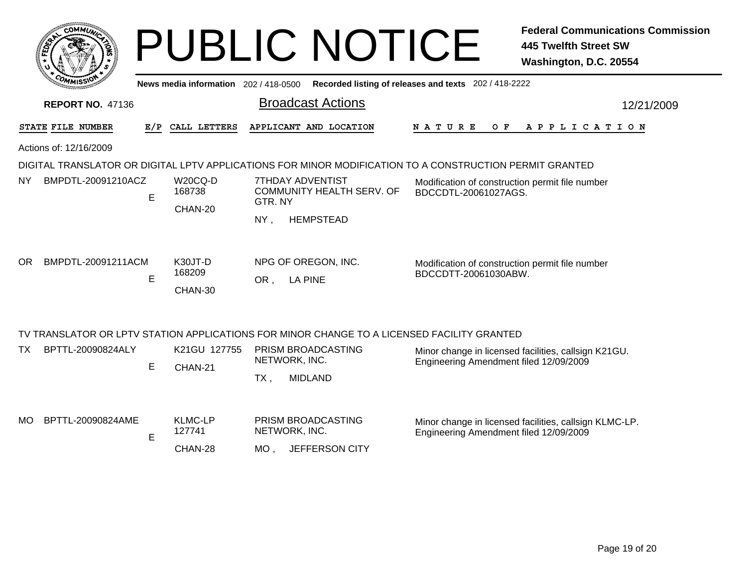# PUBLIC NOTICE

**Federal Communications Commission**
**445 Twelfth Street SW**
**Washington, D.C. 20554**

News media information 202 / 418-0500 Recorded listing of releases and texts 202 / 418-2222

**REPORT NO.** 47136

## Broadcast Actions

12/21/2009

Actions of: 12/16/2009

### DIGITAL TRANSLATOR OR DIGITAL LPTV APPLICATIONS FOR MINOR MODIFICATION TO A CONSTRUCTION PERMIT GRANTED

| STATE | FILE NUMBER | E/P | CALL LETTERS | APPLICANT AND LOCATION | NATURE OF APPLICATION |
|---|---|---|---|---|---|
| NY | BMPDTL-20091210ACZ | E | W20CQ-D 168738 CHAN-20 | 7THDAY ADVENTIST COMMUNITY HEALTH SERV. OF GTR. NY<br>NY , HEMPSTEAD | Modification of construction permit file number BDCCDTL-20061027AGS. |
| OR | BMPDTL-20091211ACM | E | K30JT-D 168209 CHAN-30 | NPG OF OREGON, INC.<br>OR , LA PINE | Modification of construction permit file number BDCCDTT-20061030ABW. |

### TV TRANSLATOR OR LPTV STATION APPLICATIONS FOR MINOR CHANGE TO A LICENSED FACILITY GRANTED

| STATE | FILE NUMBER | E/P | CALL LETTERS | APPLICANT AND LOCATION | NATURE OF APPLICATION |
|---|---|---|---|---|---|
| TX | BPTTL-20090824ALY | E | K21GU 127755 CHAN-21 | PRISM BROADCASTING NETWORK, INC.<br>TX , MIDLAND | Minor change in licensed facilities, callsign K21GU. Engineering Amendment filed 12/09/2009 |
| MO | BPTTL-20090824AME | E | KLMC-LP 127741 CHAN-28 | PRISM BROADCASTING NETWORK, INC.<br>MO , JEFFERSON CITY | Minor change in licensed facilities, callsign KLMC-LP. Engineering Amendment filed 12/09/2009 |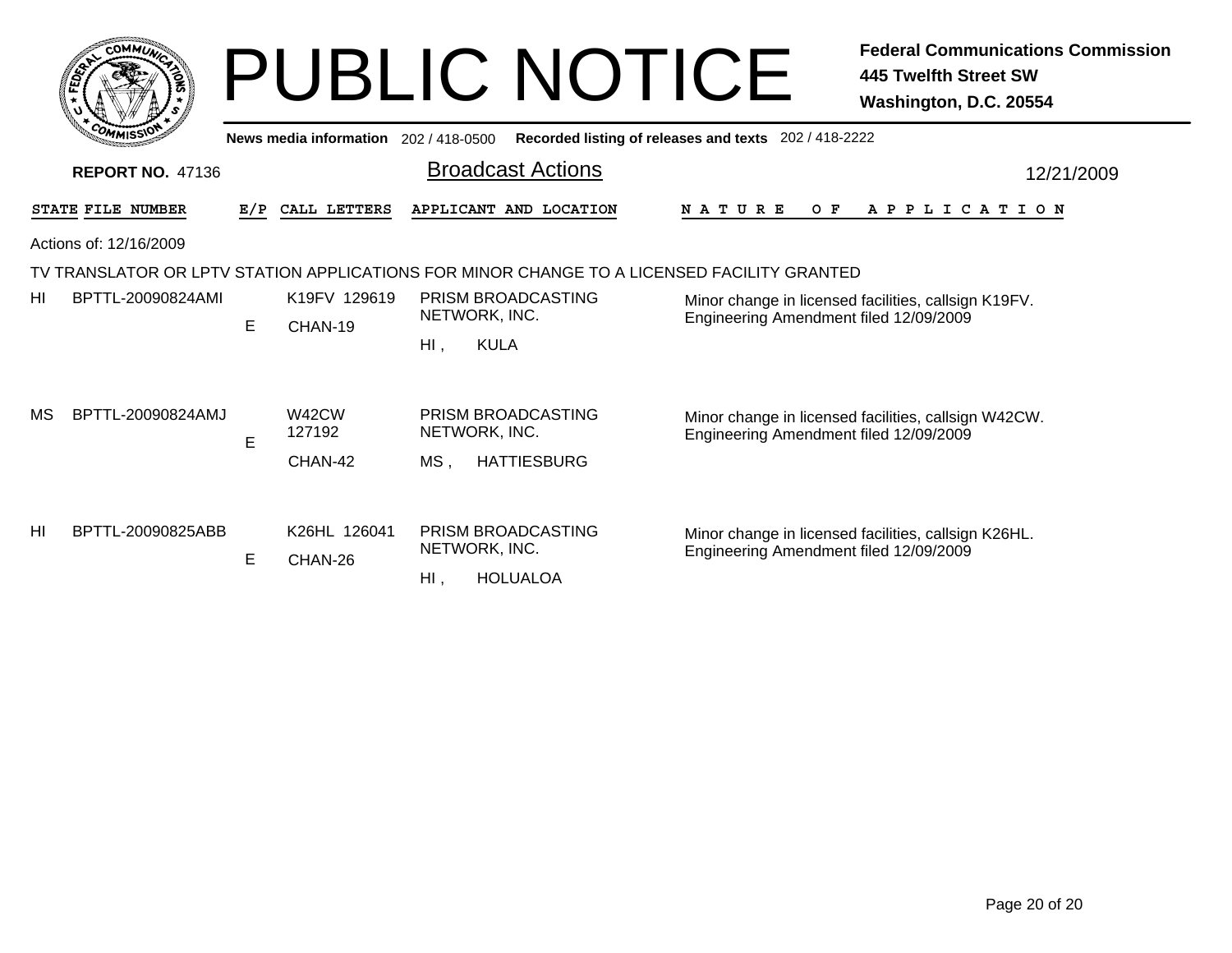# PUBLIC NOTICE

**Federal Communications Commission**
**445 Twelfth Street SW**
**Washington, D.C. 20554**

News media information 202 / 418-0500 Recorded listing of releases and texts 202 / 418-2222

**REPORT NO.** 47136

## Broadcast Actions

12/21/2009

Actions of: 12/16/2009

TV TRANSLATOR OR LPTV STATION APPLICATIONS FOR MINOR CHANGE TO A LICENSED FACILITY GRANTED

| STATE | FILE NUMBER | E/P | CALL LETTERS | APPLICANT AND LOCATION | NATURE OF APPLICATION |
|---|---|---|---|---|---|
| HI | BPTTL-20090824AMI | E | K19FV 129619 CHAN-19 | PRISM BROADCASTING NETWORK, INC. HI , KULA | Minor change in licensed facilities, callsign K19FV. Engineering Amendment filed 12/09/2009 |
| MS | BPTTL-20090824AMJ | E | W42CW 127192 CHAN-42 | PRISM BROADCASTING NETWORK, INC. MS , HATTIESBURG | Minor change in licensed facilities, callsign W42CW. Engineering Amendment filed 12/09/2009 |
| HI | BPTTL-20090825ABB | E | K26HL 126041 CHAN-26 | PRISM BROADCASTING NETWORK, INC. HI , HOLUALOA | Minor change in licensed facilities, callsign K26HL. Engineering Amendment filed 12/09/2009 |